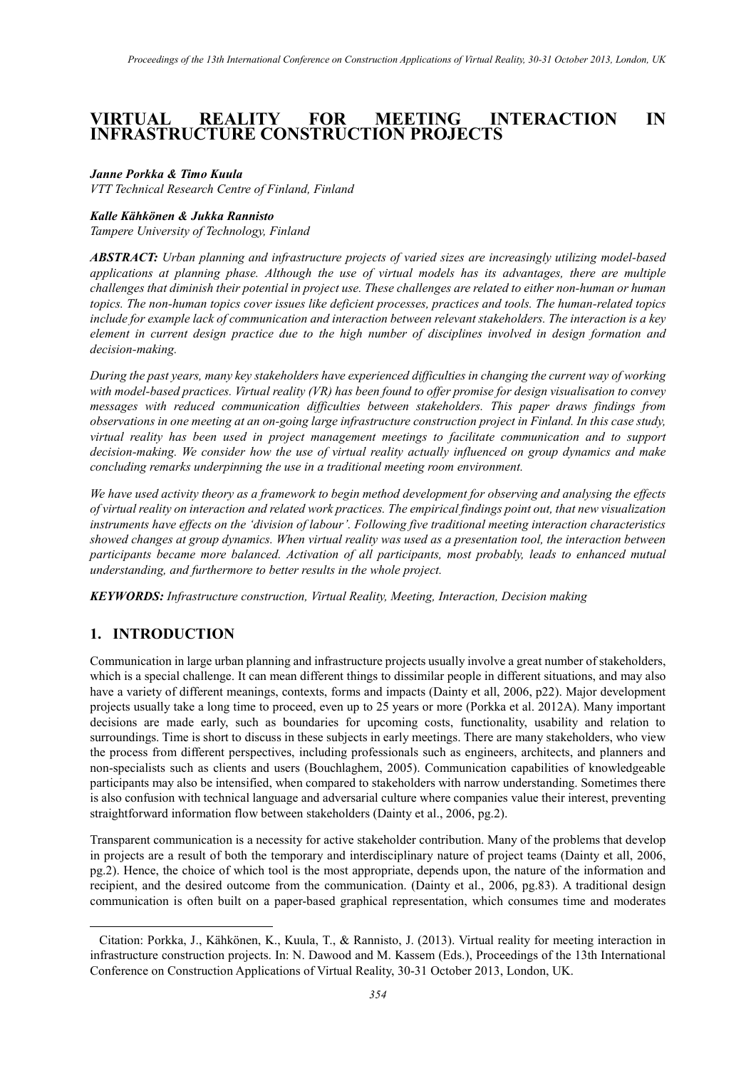# VIRTUAL REALITY FOR MEETING INTERACTION IN INFRASTRUCTURE CONSTRUCTION PROJECTS

***Janne Porkka & Timo Kuula***

*VTT Technical Research Centre of Finland, Finland*

***Kalle Kähkönen & Jukka Rannisto***

*Tampere University of Technology, Finland*

***ABSTRACT:*** *Urban planning and infrastructure projects of varied sizes are increasingly utilizing model-based applications at planning phase. Although the use of virtual models has its advantages, there are multiple challenges that diminish their potential in project use. These challenges are related to either non-human or human topics. The non-human topics cover issues like deficient processes, practices and tools. The human-related topics include for example lack of communication and interaction between relevant stakeholders. The interaction is a key element in current design practice due to the high number of disciplines involved in design formation and decision-making.*

*During the past years, many key stakeholders have experienced difficulties in changing the current way of working with model-based practices. Virtual reality (VR) has been found to offer promise for design visualisation to convey messages with reduced communication difficulties between stakeholders. This paper draws findings from observations in one meeting at an on-going large infrastructure construction project in Finland. In this case study, virtual reality has been used in project management meetings to facilitate communication and to support decision-making. We consider how the use of virtual reality actually influenced on group dynamics and make concluding remarks underpinning the use in a traditional meeting room environment.*

*We have used activity theory as a framework to begin method development for observing and analysing the effects of virtual reality on interaction and related work practices. The empirical findings point out, that new visualization instruments have effects on the 'division of labour'. Following five traditional meeting interaction characteristics showed changes at group dynamics. When virtual reality was used as a presentation tool, the interaction between participants became more balanced. Activation of all participants, most probably, leads to enhanced mutual understanding, and furthermore to better results in the whole project.*

***KEYWORDS:*** *Infrastructure construction, Virtual Reality, Meeting, Interaction, Decision making*

## 1. INTRODUCTION

Communication in large urban planning and infrastructure projects usually involve a great number of stakeholders, which is a special challenge. It can mean different things to dissimilar people in different situations, and may also have a variety of different meanings, contexts, forms and impacts (Dainty et all, 2006, p22). Major development projects usually take a long time to proceed, even up to 25 years or more (Porkka et al. 2012A). Many important decisions are made early, such as boundaries for upcoming costs, functionality, usability and relation to surroundings. Time is short to discuss in these subjects in early meetings. There are many stakeholders, who view the process from different perspectives, including professionals such as engineers, architects, and planners and non-specialists such as clients and users (Bouchlaghem, 2005). Communication capabilities of knowledgeable participants may also be intensified, when compared to stakeholders with narrow understanding. Sometimes there is also confusion with technical language and adversarial culture where companies value their interest, preventing straightforward information flow between stakeholders (Dainty et al., 2006, pg.2).

Transparent communication is a necessity for active stakeholder contribution. Many of the problems that develop in projects are a result of both the temporary and interdisciplinary nature of project teams (Dainty et all, 2006, pg.2). Hence, the choice of which tool is the most appropriate, depends upon, the nature of the information and recipient, and the desired outcome from the communication. (Dainty et al., 2006, pg.83). A traditional design communication is often built on a paper-based graphical representation, which consumes time and moderates

Citation: Porkka, J., Kähkönen, K., Kuula, T., & Rannisto, J. (2013). Virtual reality for meeting interaction in infrastructure construction projects. In: N. Dawood and M. Kassem (Eds.), Proceedings of the 13th International Conference on Construction Applications of Virtual Reality, 30-31 October 2013, London, UK.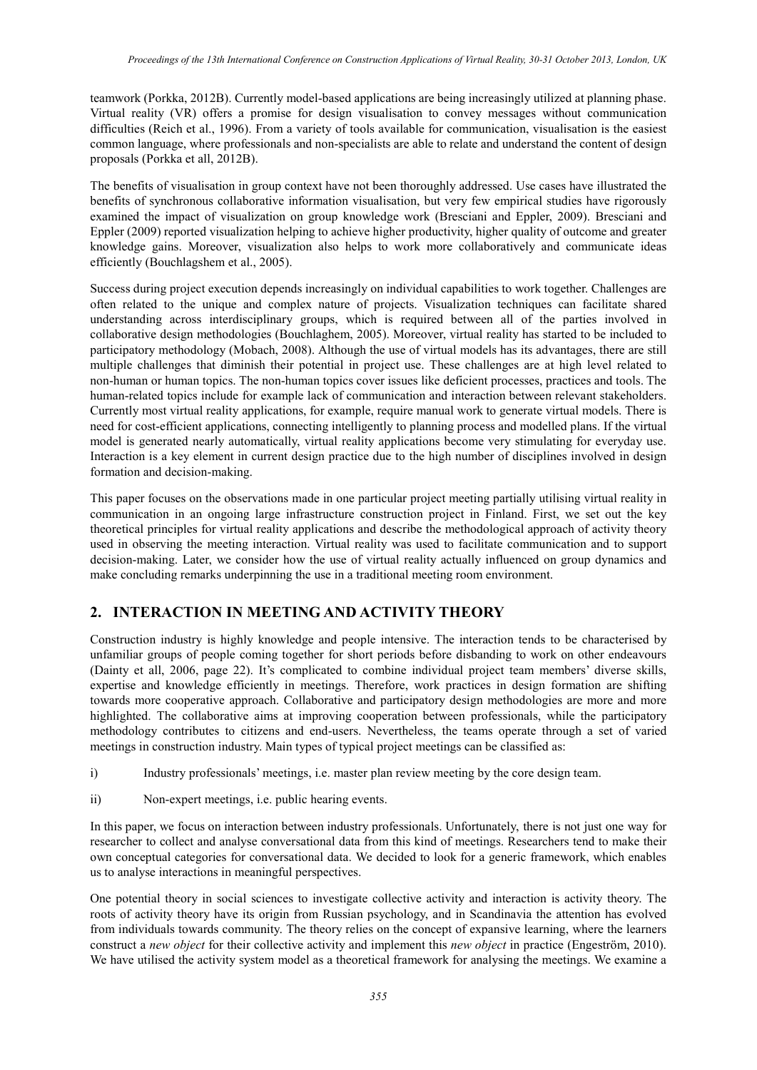teamwork (Porkka, 2012B). Currently model-based applications are being increasingly utilized at planning phase. Virtual reality (VR) offers a promise for design visualisation to convey messages without communication difficulties (Reich et al., 1996). From a variety of tools available for communication, visualisation is the easiest common language, where professionals and non-specialists are able to relate and understand the content of design proposals (Porkka et all, 2012B).

The benefits of visualisation in group context have not been thoroughly addressed. Use cases have illustrated the benefits of synchronous collaborative information visualisation, but very few empirical studies have rigorously examined the impact of visualization on group knowledge work (Bresciani and Eppler, 2009). Bresciani and Eppler (2009) reported visualization helping to achieve higher productivity, higher quality of outcome and greater knowledge gains. Moreover, visualization also helps to work more collaboratively and communicate ideas efficiently (Bouchlagshem et al., 2005).

Success during project execution depends increasingly on individual capabilities to work together. Challenges are often related to the unique and complex nature of projects. Visualization techniques can facilitate shared understanding across interdisciplinary groups, which is required between all of the parties involved in collaborative design methodologies (Bouchlaghem, 2005). Moreover, virtual reality has started to be included to participatory methodology (Mobach, 2008). Although the use of virtual models has its advantages, there are still multiple challenges that diminish their potential in project use. These challenges are at high level related to non-human or human topics. The non-human topics cover issues like deficient processes, practices and tools. The human-related topics include for example lack of communication and interaction between relevant stakeholders. Currently most virtual reality applications, for example, require manual work to generate virtual models. There is need for cost-efficient applications, connecting intelligently to planning process and modelled plans. If the virtual model is generated nearly automatically, virtual reality applications become very stimulating for everyday use. Interaction is a key element in current design practice due to the high number of disciplines involved in design formation and decision-making.

This paper focuses on the observations made in one particular project meeting partially utilising virtual reality in communication in an ongoing large infrastructure construction project in Finland. First, we set out the key theoretical principles for virtual reality applications and describe the methodological approach of activity theory used in observing the meeting interaction. Virtual reality was used to facilitate communication and to support decision-making. Later, we consider how the use of virtual reality actually influenced on group dynamics and make concluding remarks underpinning the use in a traditional meeting room environment.

## 2. INTERACTION IN MEETING AND ACTIVITY THEORY

Construction industry is highly knowledge and people intensive. The interaction tends to be characterised by unfamiliar groups of people coming together for short periods before disbanding to work on other endeavours (Dainty et all, 2006, page 22). It's complicated to combine individual project team members' diverse skills, expertise and knowledge efficiently in meetings. Therefore, work practices in design formation are shifting towards more cooperative approach. Collaborative and participatory design methodologies are more and more highlighted. The collaborative aims at improving cooperation between professionals, while the participatory methodology contributes to citizens and end-users. Nevertheless, the teams operate through a set of varied meetings in construction industry. Main types of typical project meetings can be classified as:

i) Industry professionals' meetings, i.e. master plan review meeting by the core design team.

ii) Non-expert meetings, i.e. public hearing events.

In this paper, we focus on interaction between industry professionals. Unfortunately, there is not just one way for researcher to collect and analyse conversational data from this kind of meetings. Researchers tend to make their own conceptual categories for conversational data. We decided to look for a generic framework, which enables us to analyse interactions in meaningful perspectives.

One potential theory in social sciences to investigate collective activity and interaction is activity theory. The roots of activity theory have its origin from Russian psychology, and in Scandinavia the attention has evolved from individuals towards community. The theory relies on the concept of expansive learning, where the learners construct a *new object* for their collective activity and implement this *new object* in practice (Engeström, 2010). We have utilised the activity system model as a theoretical framework for analysing the meetings. We examine a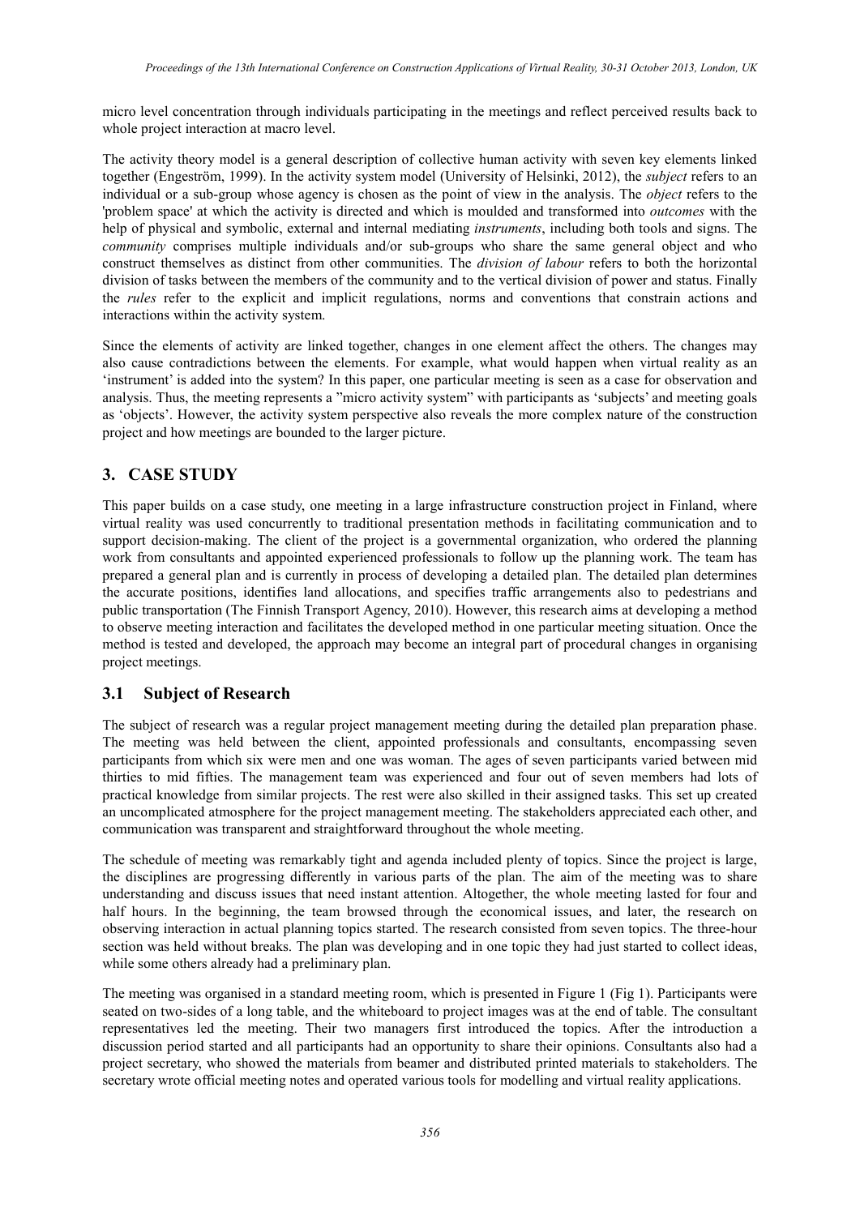micro level concentration through individuals participating in the meetings and reflect perceived results back to whole project interaction at macro level.

The activity theory model is a general description of collective human activity with seven key elements linked together (Engeström, 1999). In the activity system model (University of Helsinki, 2012), the *subject* refers to an individual or a sub-group whose agency is chosen as the point of view in the analysis. The *object* refers to the 'problem space' at which the activity is directed and which is moulded and transformed into *outcomes* with the help of physical and symbolic, external and internal mediating *instruments*, including both tools and signs. The *community* comprises multiple individuals and/or sub-groups who share the same general object and who construct themselves as distinct from other communities. The *division of labour* refers to both the horizontal division of tasks between the members of the community and to the vertical division of power and status. Finally the *rules* refer to the explicit and implicit regulations, norms and conventions that constrain actions and interactions within the activity system.

Since the elements of activity are linked together, changes in one element affect the others. The changes may also cause contradictions between the elements. For example, what would happen when virtual reality as an 'instrument' is added into the system? In this paper, one particular meeting is seen as a case for observation and analysis. Thus, the meeting represents a "micro activity system" with participants as 'subjects' and meeting goals as 'objects'. However, the activity system perspective also reveals the more complex nature of the construction project and how meetings are bounded to the larger picture.

## 3. CASE STUDY

This paper builds on a case study, one meeting in a large infrastructure construction project in Finland, where virtual reality was used concurrently to traditional presentation methods in facilitating communication and to support decision-making. The client of the project is a governmental organization, who ordered the planning work from consultants and appointed experienced professionals to follow up the planning work. The team has prepared a general plan and is currently in process of developing a detailed plan. The detailed plan determines the accurate positions, identifies land allocations, and specifies traffic arrangements also to pedestrians and public transportation (The Finnish Transport Agency, 2010). However, this research aims at developing a method to observe meeting interaction and facilitates the developed method in one particular meeting situation. Once the method is tested and developed, the approach may become an integral part of procedural changes in organising project meetings.

### 3.1 Subject of Research

The subject of research was a regular project management meeting during the detailed plan preparation phase. The meeting was held between the client, appointed professionals and consultants, encompassing seven participants from which six were men and one was woman. The ages of seven participants varied between mid thirties to mid fifties. The management team was experienced and four out of seven members had lots of practical knowledge from similar projects. The rest were also skilled in their assigned tasks. This set up created an uncomplicated atmosphere for the project management meeting. The stakeholders appreciated each other, and communication was transparent and straightforward throughout the whole meeting.

The schedule of meeting was remarkably tight and agenda included plenty of topics. Since the project is large, the disciplines are progressing differently in various parts of the plan. The aim of the meeting was to share understanding and discuss issues that need instant attention. Altogether, the whole meeting lasted for four and half hours. In the beginning, the team browsed through the economical issues, and later, the research on observing interaction in actual planning topics started. The research consisted from seven topics. The three-hour section was held without breaks. The plan was developing and in one topic they had just started to collect ideas, while some others already had a preliminary plan.

The meeting was organised in a standard meeting room, which is presented in Figure 1 (Fig 1). Participants were seated on two-sides of a long table, and the whiteboard to project images was at the end of table. The consultant representatives led the meeting. Their two managers first introduced the topics. After the introduction a discussion period started and all participants had an opportunity to share their opinions. Consultants also had a project secretary, who showed the materials from beamer and distributed printed materials to stakeholders. The secretary wrote official meeting notes and operated various tools for modelling and virtual reality applications.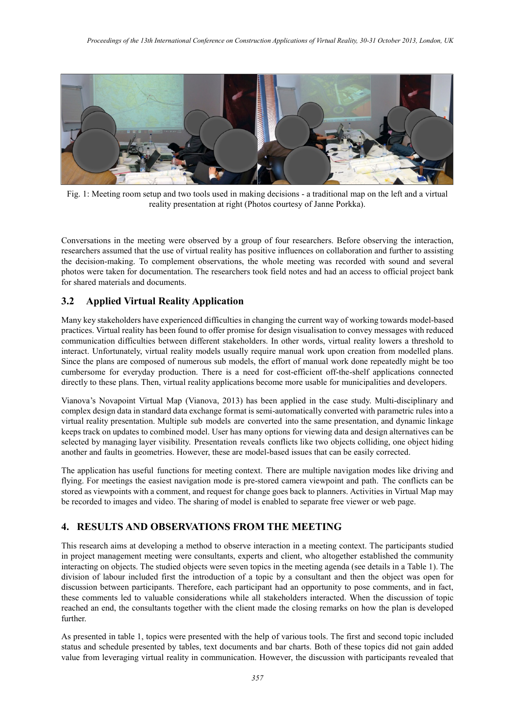Fig. 1: Meeting room setup and two tools used in making decisions - a traditional map on the left and a virtual reality presentation at right (Photos courtesy of Janne Porkka).

Conversations in the meeting were observed by a group of four researchers. Before observing the interaction, researchers assumed that the use of virtual reality has positive influences on collaboration and further to assisting the decision-making. To complement observations, the whole meeting was recorded with sound and several photos were taken for documentation. The researchers took field notes and had an access to official project bank for shared materials and documents.

## 3.2 Applied Virtual Reality Application

Many key stakeholders have experienced difficulties in changing the current way of working towards model-based practices. Virtual reality has been found to offer promise for design visualisation to convey messages with reduced communication difficulties between different stakeholders. In other words, virtual reality lowers a threshold to interact. Unfortunately, virtual reality models usually require manual work upon creation from modelled plans. Since the plans are composed of numerous sub models, the effort of manual work done repeatedly might be too cumbersome for everyday production. There is a need for cost-efficient off-the-shelf applications connected directly to these plans. Then, virtual reality applications become more usable for municipalities and developers.

Vianova's Novapoint Virtual Map (Vianova, 2013) has been applied in the case study. Multi-disciplinary and complex design data in standard data exchange format is semi-automatically converted with parametric rules into a virtual reality presentation. Multiple sub models are converted into the same presentation, and dynamic linkage keeps track on updates to combined model. User has many options for viewing data and design alternatives can be selected by managing layer visibility. Presentation reveals conflicts like two objects colliding, one object hiding another and faults in geometries. However, these are model-based issues that can be easily corrected.

The application has useful functions for meeting context. There are multiple navigation modes like driving and flying. For meetings the easiest navigation mode is pre-stored camera viewpoint and path. The conflicts can be stored as viewpoints with a comment, and request for change goes back to planners. Activities in Virtual Map may be recorded to images and video. The sharing of model is enabled to separate free viewer or web page.

# 4. RESULTS AND OBSERVATIONS FROM THE MEETING

This research aims at developing a method to observe interaction in a meeting context. The participants studied in project management meeting were consultants, experts and client, who altogether established the community interacting on objects. The studied objects were seven topics in the meeting agenda (see details in a Table 1). The division of labour included first the introduction of a topic by a consultant and then the object was open for discussion between participants. Therefore, each participant had an opportunity to pose comments, and in fact, these comments led to valuable considerations while all stakeholders interacted. When the discussion of topic reached an end, the consultants together with the client made the closing remarks on how the plan is developed further.

As presented in table 1, topics were presented with the help of various tools. The first and second topic included status and schedule presented by tables, text documents and bar charts. Both of these topics did not gain added value from leveraging virtual reality in communication. However, the discussion with participants revealed that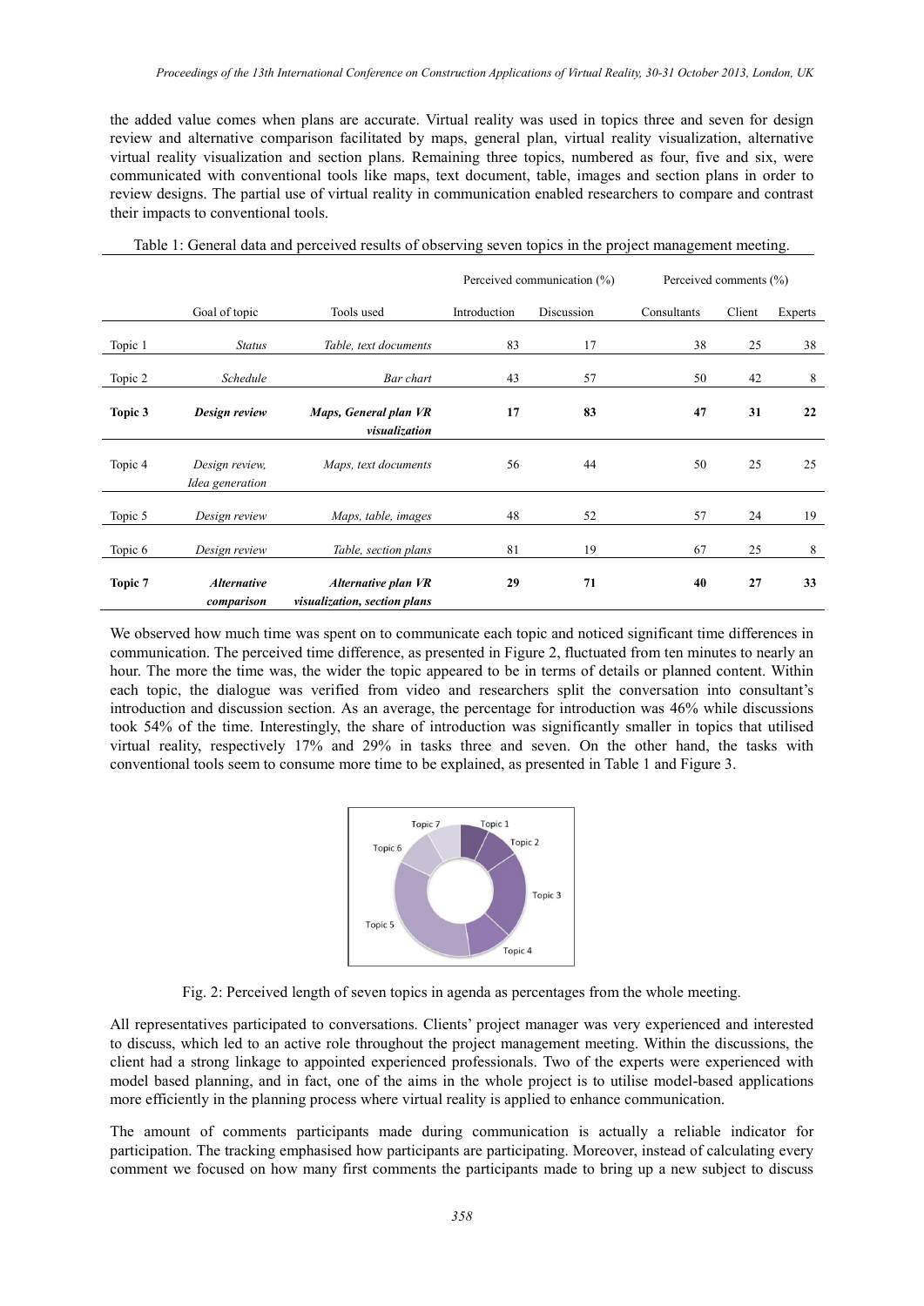the added value comes when plans are accurate. Virtual reality was used in topics three and seven for design review and alternative comparison facilitated by maps, general plan, virtual reality visualization, alternative virtual reality visualization and section plans. Remaining three topics, numbered as four, five and six, were communicated with conventional tools like maps, text document, table, images and section plans in order to review designs. The partial use of virtual reality in communication enabled researchers to compare and contrast their impacts to conventional tools.

Table 1: General data and perceived results of observing seven topics in the project management meeting.

| | | | Perceived communication (%) | | Perceived comments (%) | | |
|---|---|---|---|---|---|---|---|
| | Goal of topic | Tools used | Introduction | Discussion | Consultants | Client | Experts |
| Topic 1 | *Status* | *Table, text documents* | 83 | 17 | 38 | 25 | 38 |
| Topic 2 | *Schedule* | *Bar chart* | 43 | 57 | 50 | 42 | 8 |
| **Topic 3** | ***Design review*** | ***Maps, General plan VR visualization*** | **17** | **83** | **47** | **31** | **22** |
| Topic 4 | *Design review, Idea generation* | *Maps, text documents* | 56 | 44 | 50 | 25 | 25 |
| Topic 5 | *Design review* | *Maps, table, images* | 48 | 52 | 57 | 24 | 19 |
| Topic 6 | *Design review* | *Table, section plans* | 81 | 19 | 67 | 25 | 8 |
| **Topic 7** | ***Alternative comparison*** | ***Alternative plan VR visualization, section plans*** | **29** | **71** | **40** | **27** | **33** |

We observed how much time was spent on to communicate each topic and noticed significant time differences in communication. The perceived time difference, as presented in Figure 2, fluctuated from ten minutes to nearly an hour. The more the time was, the wider the topic appeared to be in terms of details or planned content. Within each topic, the dialogue was verified from video and researchers split the conversation into consultant's introduction and discussion section. As an average, the percentage for introduction was 46% while discussions took 54% of the time. Interestingly, the share of introduction was significantly smaller in topics that utilised virtual reality, respectively 17% and 29% in tasks three and seven. On the other hand, the tasks with conventional tools seem to consume more time to be explained, as presented in Table 1 and Figure 3.

Fig. 2: Perceived length of seven topics in agenda as percentages from the whole meeting.

All representatives participated to conversations. Clients' project manager was very experienced and interested to discuss, which led to an active role throughout the project management meeting. Within the discussions, the client had a strong linkage to appointed experienced professionals. Two of the experts were experienced with model based planning, and in fact, one of the aims in the whole project is to utilise model-based applications more efficiently in the planning process where virtual reality is applied to enhance communication.

The amount of comments participants made during communication is actually a reliable indicator for participation. The tracking emphasised how participants are participating. Moreover, instead of calculating every comment we focused on how many first comments the participants made to bring up a new subject to discuss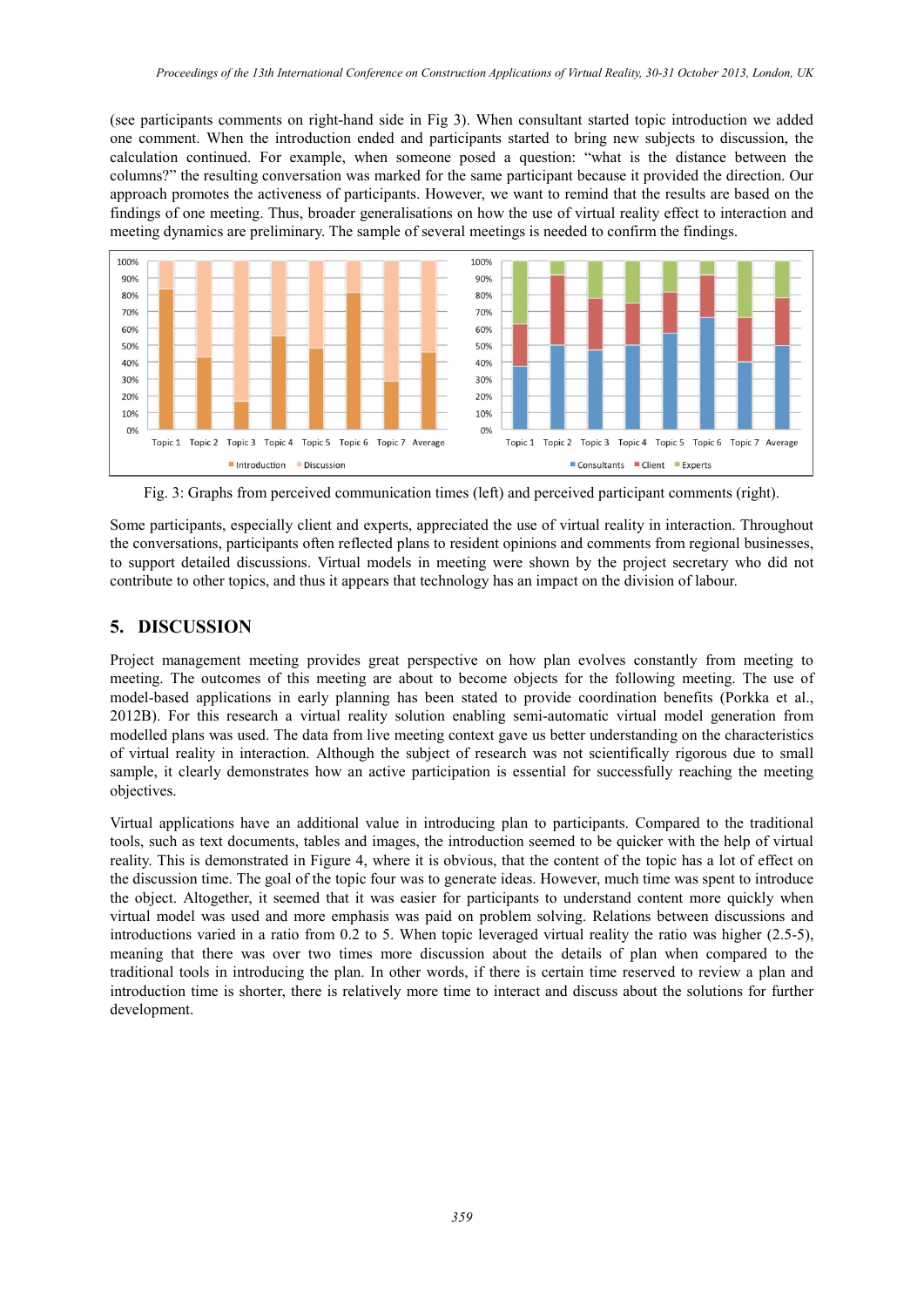(see participants comments on right-hand side in Fig 3). When consultant started topic introduction we added one comment. When the introduction ended and participants started to bring new subjects to discussion, the calculation continued. For example, when someone posed a question: "what is the distance between the columns?" the resulting conversation was marked for the same participant because it provided the direction. Our approach promotes the activeness of participants. However, we want to remind that the results are based on the findings of one meeting. Thus, broader generalisations on how the use of virtual reality effect to interaction and meeting dynamics are preliminary. The sample of several meetings is needed to confirm the findings.

Fig. 3: Graphs from perceived communication times (left) and perceived participant comments (right).

Some participants, especially client and experts, appreciated the use of virtual reality in interaction. Throughout the conversations, participants often reflected plans to resident opinions and comments from regional businesses, to support detailed discussions. Virtual models in meeting were shown by the project secretary who did not contribute to other topics, and thus it appears that technology has an impact on the division of labour.

## 5. DISCUSSION

Project management meeting provides great perspective on how plan evolves constantly from meeting to meeting. The outcomes of this meeting are about to become objects for the following meeting. The use of model-based applications in early planning has been stated to provide coordination benefits (Porkka et al., 2012B). For this research a virtual reality solution enabling semi-automatic virtual model generation from modelled plans was used. The data from live meeting context gave us better understanding on the characteristics of virtual reality in interaction. Although the subject of research was not scientifically rigorous due to small sample, it clearly demonstrates how an active participation is essential for successfully reaching the meeting objectives.

Virtual applications have an additional value in introducing plan to participants. Compared to the traditional tools, such as text documents, tables and images, the introduction seemed to be quicker with the help of virtual reality. This is demonstrated in Figure 4, where it is obvious, that the content of the topic has a lot of effect on the discussion time. The goal of the topic four was to generate ideas. However, much time was spent to introduce the object. Altogether, it seemed that it was easier for participants to understand content more quickly when virtual model was used and more emphasis was paid on problem solving. Relations between discussions and introductions varied in a ratio from 0.2 to 5. When topic leveraged virtual reality the ratio was higher (2.5-5), meaning that there was over two times more discussion about the details of plan when compared to the traditional tools in introducing the plan. In other words, if there is certain time reserved to review a plan and introduction time is shorter, there is relatively more time to interact and discuss about the solutions for further development.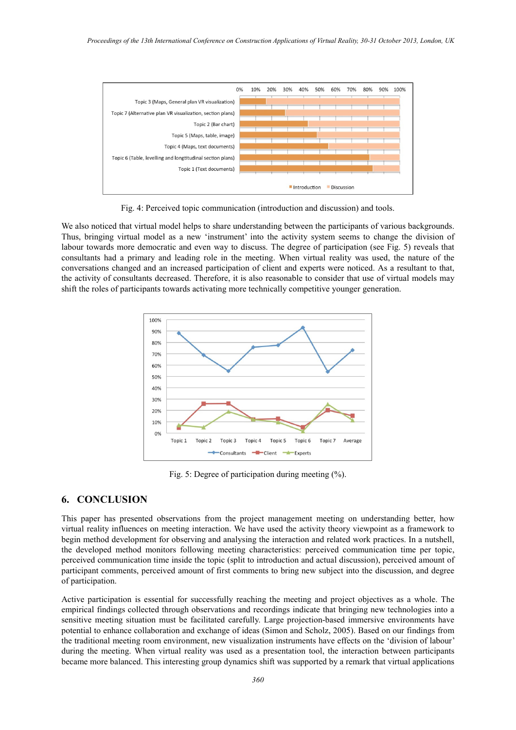Fig. 4: Perceived topic communication (introduction and discussion) and tools.

We also noticed that virtual model helps to share understanding between the participants of various backgrounds. Thus, bringing virtual model as a new 'instrument' into the activity system seems to change the division of labour towards more democratic and even way to discuss. The degree of participation (see Fig. 5) reveals that consultants had a primary and leading role in the meeting. When virtual reality was used, the nature of the conversations changed and an increased participation of client and experts were noticed. As a resultant to that, the activity of consultants decreased. Therefore, it is also reasonable to consider that use of virtual models may shift the roles of participants towards activating more technically competitive younger generation.

Fig. 5: Degree of participation during meeting (%).

## 6. CONCLUSION

This paper has presented observations from the project management meeting on understanding better, how virtual reality influences on meeting interaction. We have used the activity theory viewpoint as a framework to begin method development for observing and analysing the interaction and related work practices. In a nutshell, the developed method monitors following meeting characteristics: perceived communication time per topic, perceived communication time inside the topic (split to introduction and actual discussion), perceived amount of participant comments, perceived amount of first comments to bring new subject into the discussion, and degree of participation.

Active participation is essential for successfully reaching the meeting and project objectives as a whole. The empirical findings collected through observations and recordings indicate that bringing new technologies into a sensitive meeting situation must be facilitated carefully. Large projection-based immersive environments have potential to enhance collaboration and exchange of ideas (Simon and Scholz, 2005). Based on our findings from the traditional meeting room environment, new visualization instruments have effects on the 'division of labour' during the meeting. When virtual reality was used as a presentation tool, the interaction between participants became more balanced. This interesting group dynamics shift was supported by a remark that virtual applications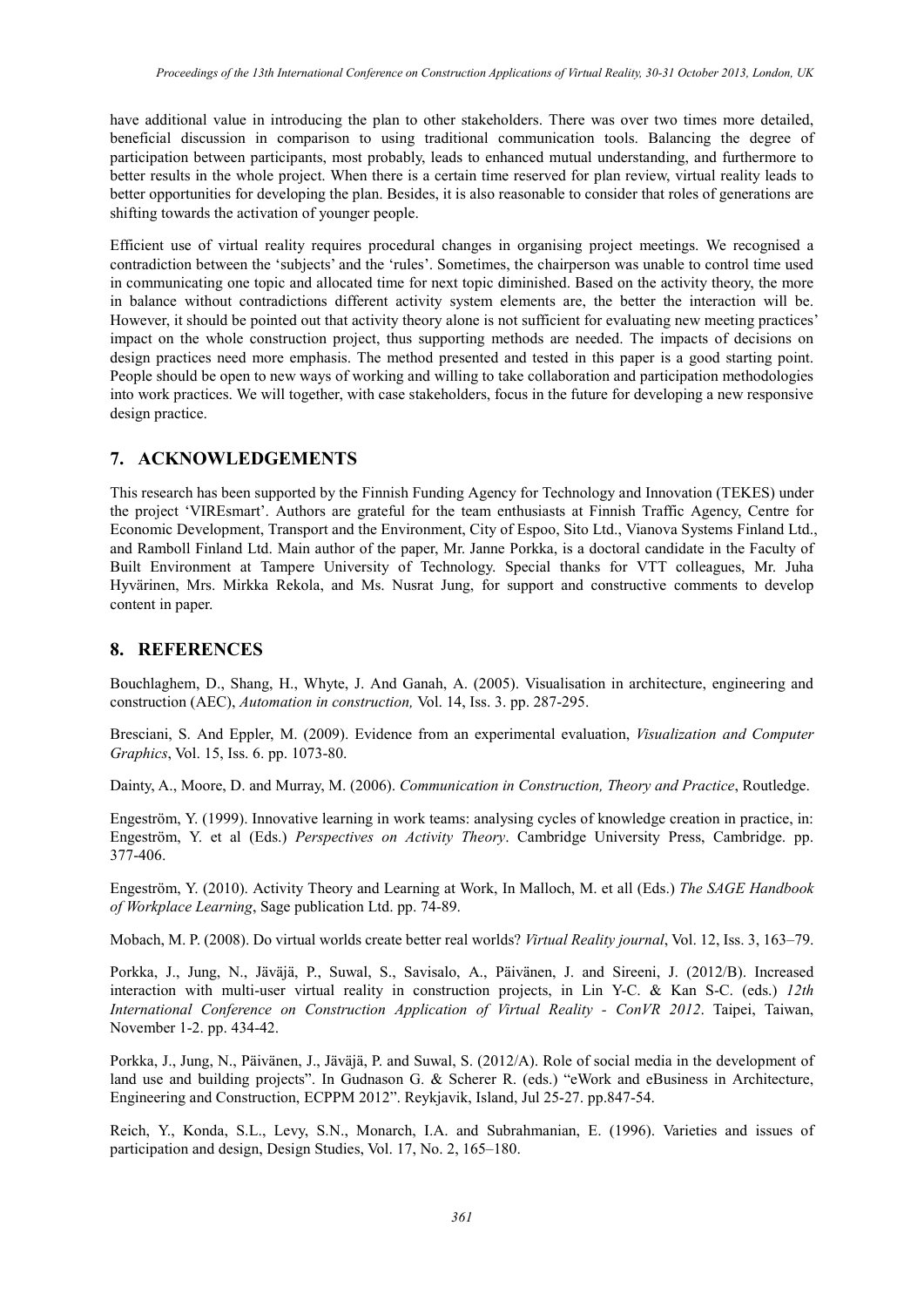have additional value in introducing the plan to other stakeholders. There was over two times more detailed, beneficial discussion in comparison to using traditional communication tools. Balancing the degree of participation between participants, most probably, leads to enhanced mutual understanding, and furthermore to better results in the whole project. When there is a certain time reserved for plan review, virtual reality leads to better opportunities for developing the plan. Besides, it is also reasonable to consider that roles of generations are shifting towards the activation of younger people.

Efficient use of virtual reality requires procedural changes in organising project meetings. We recognised a contradiction between the 'subjects' and the 'rules'. Sometimes, the chairperson was unable to control time used in communicating one topic and allocated time for next topic diminished. Based on the activity theory, the more in balance without contradictions different activity system elements are, the better the interaction will be. However, it should be pointed out that activity theory alone is not sufficient for evaluating new meeting practices' impact on the whole construction project, thus supporting methods are needed. The impacts of decisions on design practices need more emphasis. The method presented and tested in this paper is a good starting point. People should be open to new ways of working and willing to take collaboration and participation methodologies into work practices. We will together, with case stakeholders, focus in the future for developing a new responsive design practice.

## 7. ACKNOWLEDGEMENTS

This research has been supported by the Finnish Funding Agency for Technology and Innovation (TEKES) under the project 'VIREsmart'. Authors are grateful for the team enthusiasts at Finnish Traffic Agency, Centre for Economic Development, Transport and the Environment, City of Espoo, Sito Ltd., Vianova Systems Finland Ltd., and Ramboll Finland Ltd. Main author of the paper, Mr. Janne Porkka, is a doctoral candidate in the Faculty of Built Environment at Tampere University of Technology. Special thanks for VTT colleagues, Mr. Juha Hyvärinen, Mrs. Mirkka Rekola, and Ms. Nusrat Jung, for support and constructive comments to develop content in paper.

## 8. REFERENCES

Bouchlaghem, D., Shang, H., Whyte, J. And Ganah, A. (2005). Visualisation in architecture, engineering and construction (AEC), *Automation in construction,* Vol. 14, Iss. 3. pp. 287-295.

Bresciani, S. And Eppler, M. (2009). Evidence from an experimental evaluation, *Visualization and Computer Graphics*, Vol. 15, Iss. 6. pp. 1073-80.

Dainty, A., Moore, D. and Murray, M. (2006). *Communication in Construction, Theory and Practice*, Routledge.

Engeström, Y. (1999). Innovative learning in work teams: analysing cycles of knowledge creation in practice, in: Engeström, Y. et al (Eds.) *Perspectives on Activity Theory*. Cambridge University Press, Cambridge. pp. 377-406.

Engeström, Y. (2010). Activity Theory and Learning at Work, In Malloch, M. et all (Eds.) *The SAGE Handbook of Workplace Learning*, Sage publication Ltd. pp. 74-89.

Mobach, M. P. (2008). Do virtual worlds create better real worlds? *Virtual Reality journal*, Vol. 12, Iss. 3, 163–79.

Porkka, J., Jung, N., Jäväjä, P., Suwal, S., Savisalo, A., Päivänen, J. and Sireeni, J. (2012/B). Increased interaction with multi-user virtual reality in construction projects, in Lin Y-C. & Kan S-C. (eds.) *12th International Conference on Construction Application of Virtual Reality - ConVR 2012*. Taipei, Taiwan, November 1-2. pp. 434-42.

Porkka, J., Jung, N., Päivänen, J., Jäväjä, P. and Suwal, S. (2012/A). Role of social media in the development of land use and building projects". In Gudnason G. & Scherer R. (eds.) "eWork and eBusiness in Architecture, Engineering and Construction, ECPPM 2012". Reykjavik, Island, Jul 25-27. pp.847-54.

Reich, Y., Konda, S.L., Levy, S.N., Monarch, I.A. and Subrahmanian, E. (1996). Varieties and issues of participation and design, Design Studies, Vol. 17, No. 2, 165–180.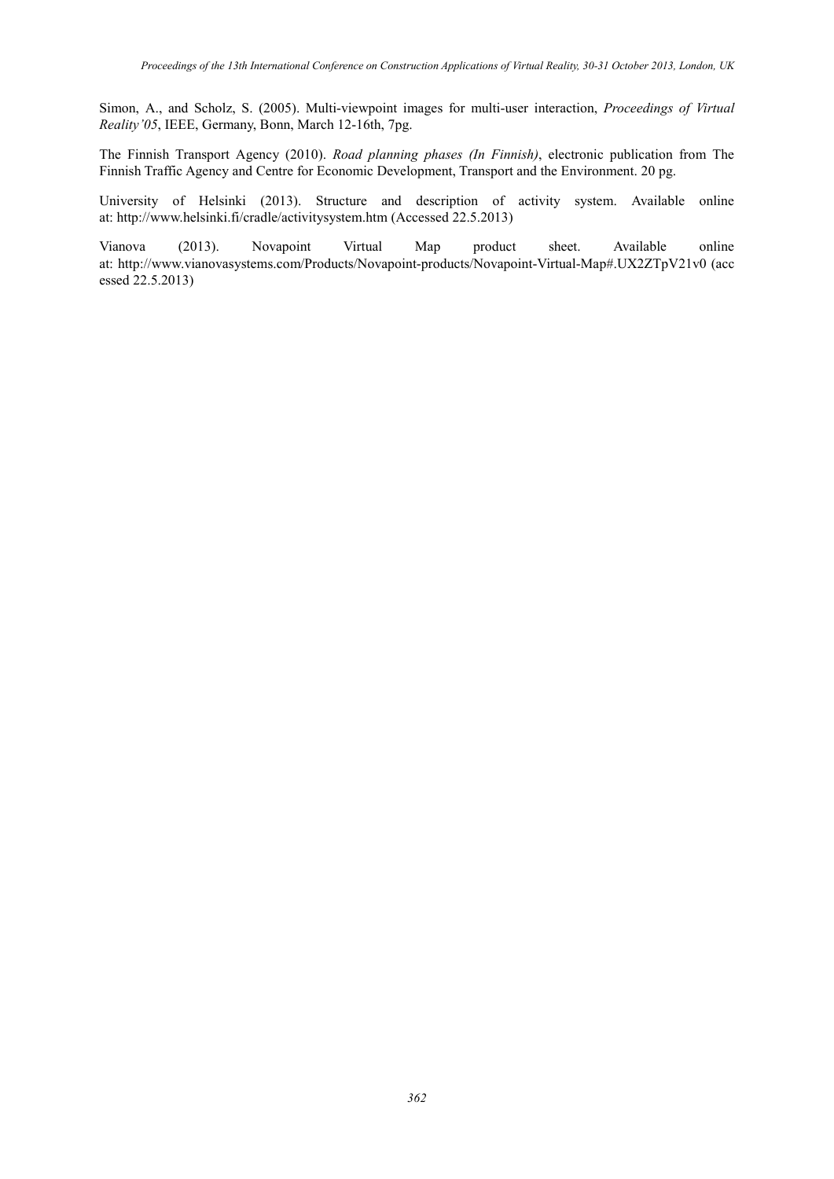Simon, A., and Scholz, S. (2005). Multi-viewpoint images for multi-user interaction, *Proceedings of Virtual Reality'05*, IEEE, Germany, Bonn, March 12-16th, 7pg.

The Finnish Transport Agency (2010). *Road planning phases (In Finnish)*, electronic publication from The Finnish Traffic Agency and Centre for Economic Development, Transport and the Environment. 20 pg.

University of Helsinki (2013). Structure and description of activity system. Available online at: http://www.helsinki.fi/cradle/activitysystem.htm (Accessed 22.5.2013)

Vianova (2013). Novapoint Virtual Map product sheet. Available online at: http://www.vianovasystems.com/Products/Novapoint-products/Novapoint-Virtual-Map#.UX2ZTpV21v0 (accessed 22.5.2013)